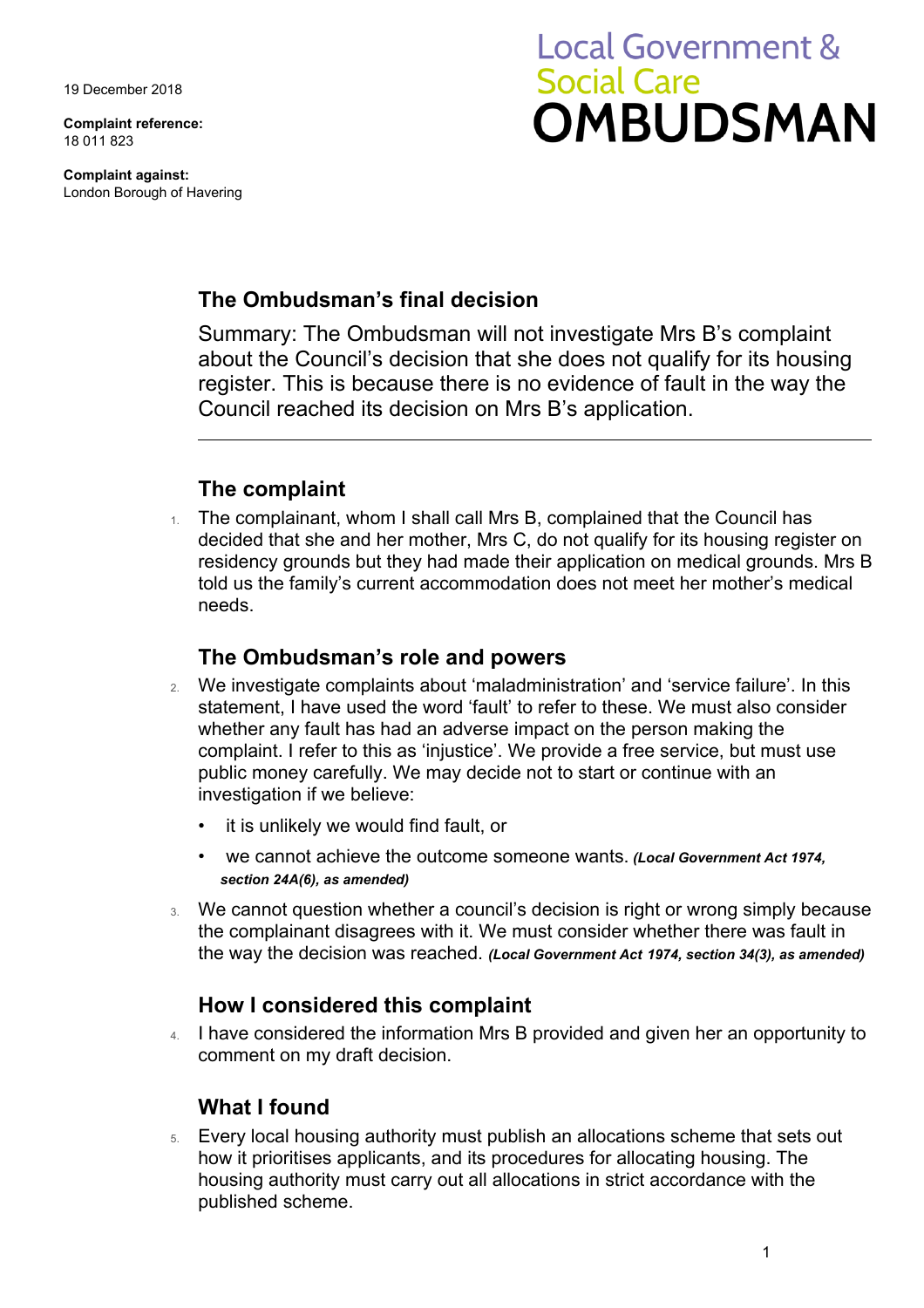19 December 2018

**Complaint reference:**
18 011 823

**Complaint against:**
London Borough of Havering

# Local Government & Social Care OMBUDSMAN

## The Ombudsman's final decision

Summary: The Ombudsman will not investigate Mrs B's complaint about the Council's decision that she does not qualify for its housing register. This is because there is no evidence of fault in the way the Council reached its decision on Mrs B's application.

---

## The complaint

1. The complainant, whom I shall call Mrs B, complained that the Council has decided that she and her mother, Mrs C, do not qualify for its housing register on residency grounds but they had made their application on medical grounds. Mrs B told us the family's current accommodation does not meet her mother's medical needs.

## The Ombudsman's role and powers

2. We investigate complaints about 'maladministration' and 'service failure'. In this statement, I have used the word 'fault' to refer to these. We must also consider whether any fault has had an adverse impact on the person making the complaint. I refer to this as 'injustice'. We provide a free service, but must use public money carefully. We may decide not to start or continue with an investigation if we believe:
   - it is unlikely we would find fault, or
   - we cannot achieve the outcome someone wants. ***(Local Government Act 1974, section 24A(6), as amended)***
3. We cannot question whether a council's decision is right or wrong simply because the complainant disagrees with it. We must consider whether there was fault in the way the decision was reached. ***(Local Government Act 1974, section 34(3), as amended)***

## How I considered this complaint

4. I have considered the information Mrs B provided and given her an opportunity to comment on my draft decision.

## What I found

5. Every local housing authority must publish an allocations scheme that sets out how it prioritises applicants, and its procedures for allocating housing. The housing authority must carry out all allocations in strict accordance with the published scheme.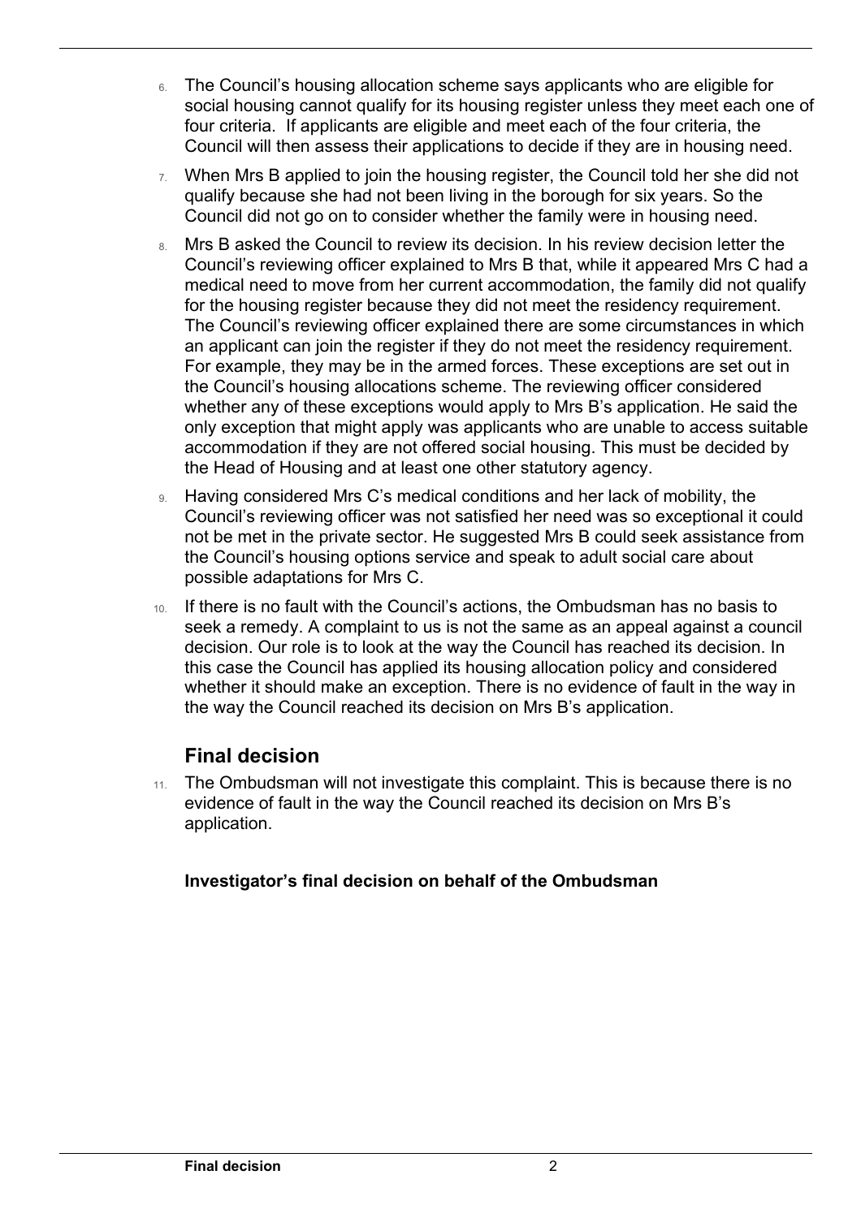6. The Council's housing allocation scheme says applicants who are eligible for social housing cannot qualify for its housing register unless they meet each one of four criteria. If applicants are eligible and meet each of the four criteria, the Council will then assess their applications to decide if they are in housing need.

7. When Mrs B applied to join the housing register, the Council told her she did not qualify because she had not been living in the borough for six years. So the Council did not go on to consider whether the family were in housing need.

8. Mrs B asked the Council to review its decision. In his review decision letter the Council's reviewing officer explained to Mrs B that, while it appeared Mrs C had a medical need to move from her current accommodation, the family did not qualify for the housing register because they did not meet the residency requirement. The Council's reviewing officer explained there are some circumstances in which an applicant can join the register if they do not meet the residency requirement. For example, they may be in the armed forces. These exceptions are set out in the Council's housing allocations scheme. The reviewing officer considered whether any of these exceptions would apply to Mrs B's application. He said the only exception that might apply was applicants who are unable to access suitable accommodation if they are not offered social housing. This must be decided by the Head of Housing and at least one other statutory agency.

9. Having considered Mrs C's medical conditions and her lack of mobility, the Council's reviewing officer was not satisfied her need was so exceptional it could not be met in the private sector. He suggested Mrs B could seek assistance from the Council's housing options service and speak to adult social care about possible adaptations for Mrs C.

10. If there is no fault with the Council's actions, the Ombudsman has no basis to seek a remedy. A complaint to us is not the same as an appeal against a council decision. Our role is to look at the way the Council has reached its decision. In this case the Council has applied its housing allocation policy and considered whether it should make an exception. There is no evidence of fault in the way in the way the Council reached its decision on Mrs B's application.

## Final decision

11. The Ombudsman will not investigate this complaint. This is because there is no evidence of fault in the way the Council reached its decision on Mrs B's application.

**Investigator's final decision on behalf of the Ombudsman**